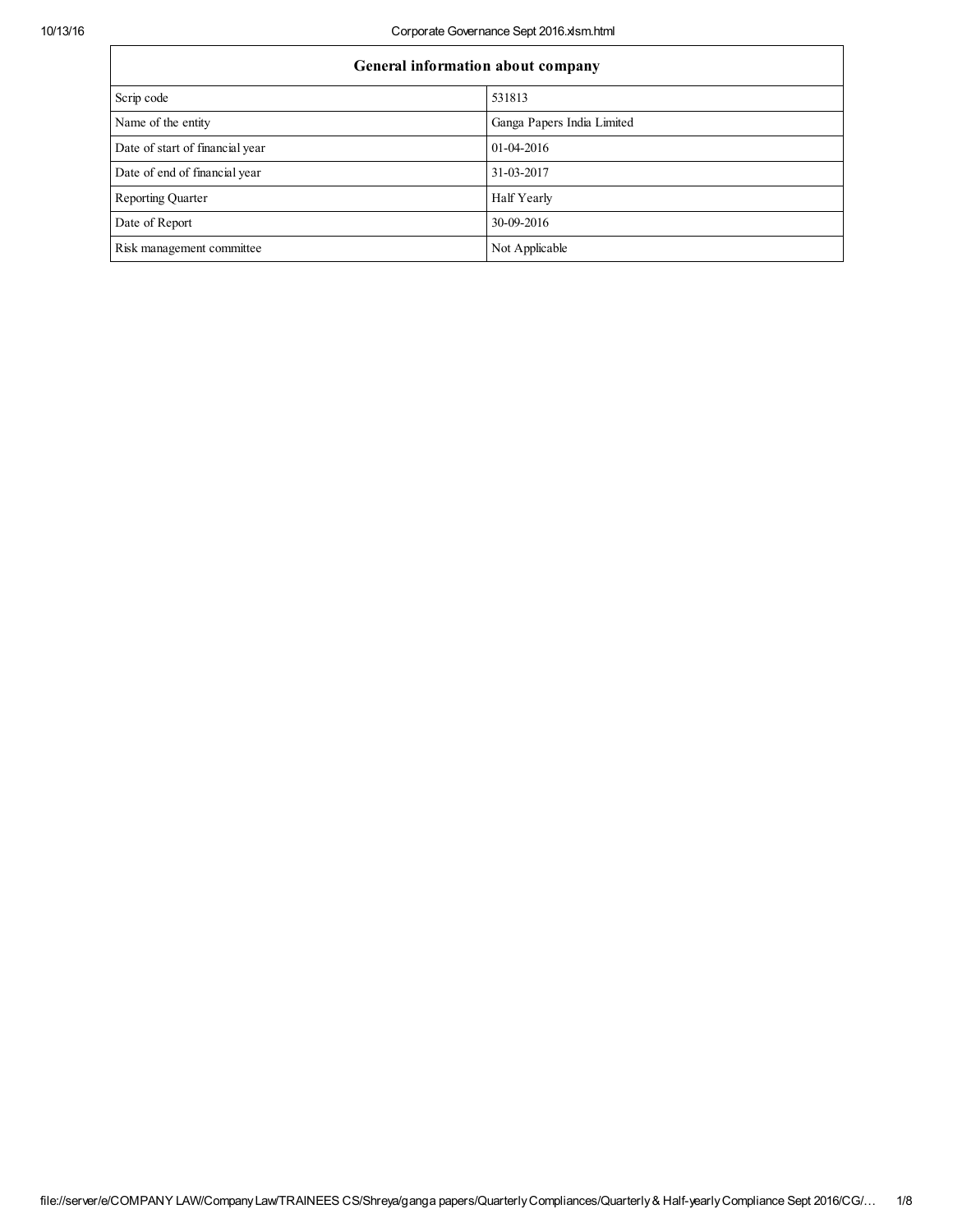| General information about company | |
|---|---|
| Scrip code | 531813 |
| Name of the entity | Ganga Papers India Limited |
| Date of start of financial year | 01-04-2016 |
| Date of end of financial year | 31-03-2017 |
| Reporting Quarter | Half Yearly |
| Date of Report | 30-09-2016 |
| Risk management committee | Not Applicable |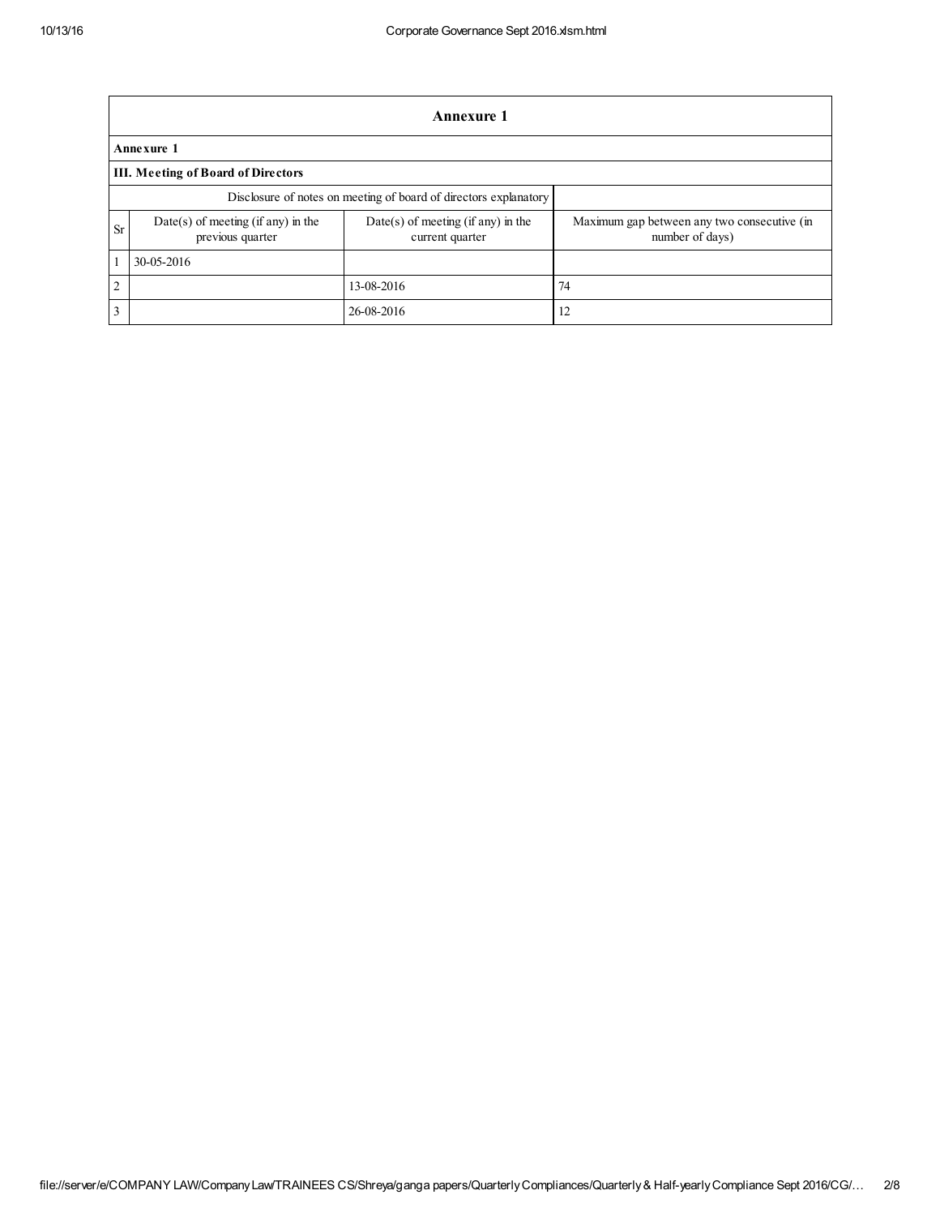| Annexure 1 | | | |
|---|---|---|---|
| **Annexure 1** | | | |
| **III. Meeting of Board of Directors** | | | |
| Disclosure of notes on meeting of board of directors explanatory | | | |
| Sr | Date(s) of meeting (if any) in the previous quarter | Date(s) of meeting (if any) in the current quarter | Maximum gap between any two consecutive (in number of days) |
| 1 | 30-05-2016 | | |
| 2 | | 13-08-2016 | 74 |
| 3 | | 26-08-2016 | 12 |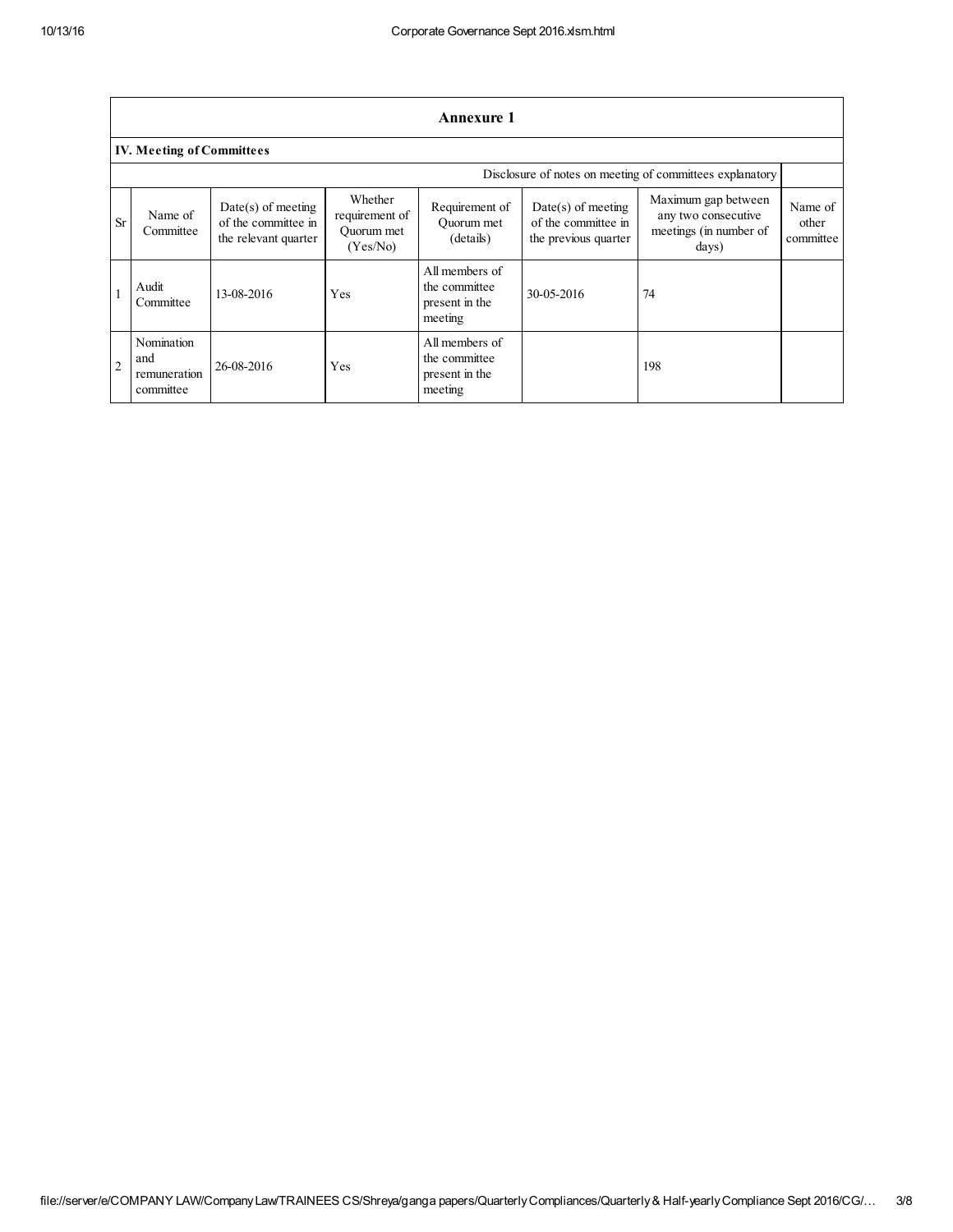## Annexure 1

### IV. Meeting of Committees

Disclosure of notes on meeting of committees explanatory

| Sr | Name of Committee | Date(s) of meeting of the committee in the relevant quarter | Whether requirement of Quorum met (Yes/No) | Requirement of Quorum met (details) | Date(s) of meeting of the committee in the previous quarter | Maximum gap between any two consecutive meetings (in number of days) | Name of other committee |
|---|---|---|---|---|---|---|---|
| 1 | Audit Committee | 13-08-2016 | Yes | All members of the committee present in the meeting | 30-05-2016 | 74 | |
| 2 | Nomination and remuneration committee | 26-08-2016 | Yes | All members of the committee present in the meeting | | 198 | |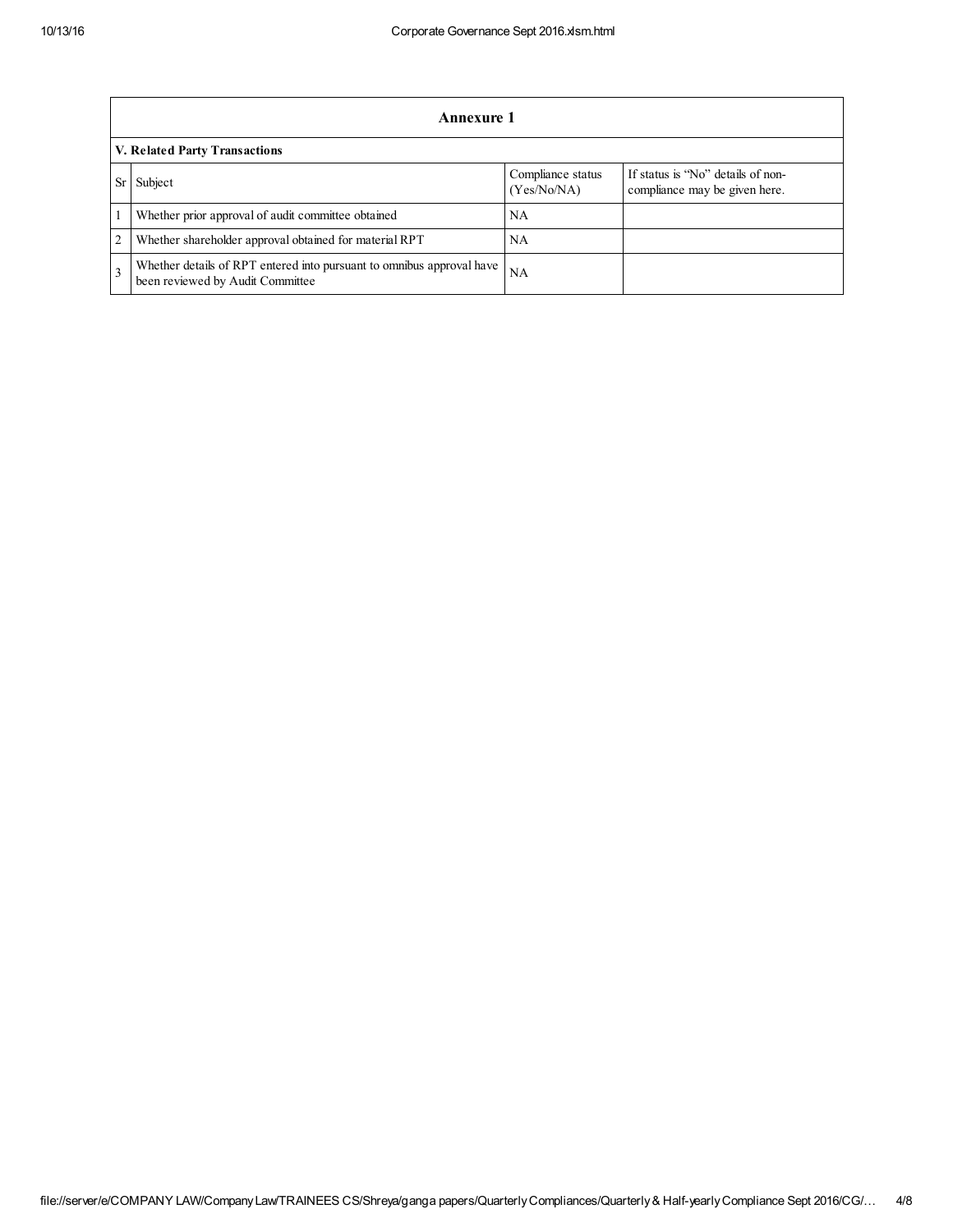| Annexure 1 | | | |
|---|---|---|---|
| **V. Related Party Transactions** | | | |
| Sr | Subject | Compliance status (Yes/No/NA) | If status is "No" details of non-compliance may be given here. |
| 1 | Whether prior approval of audit committee obtained | NA | |
| 2 | Whether shareholder approval obtained for material RPT | NA | |
| 3 | Whether details of RPT entered into pursuant to omnibus approval have been reviewed by Audit Committee | NA | |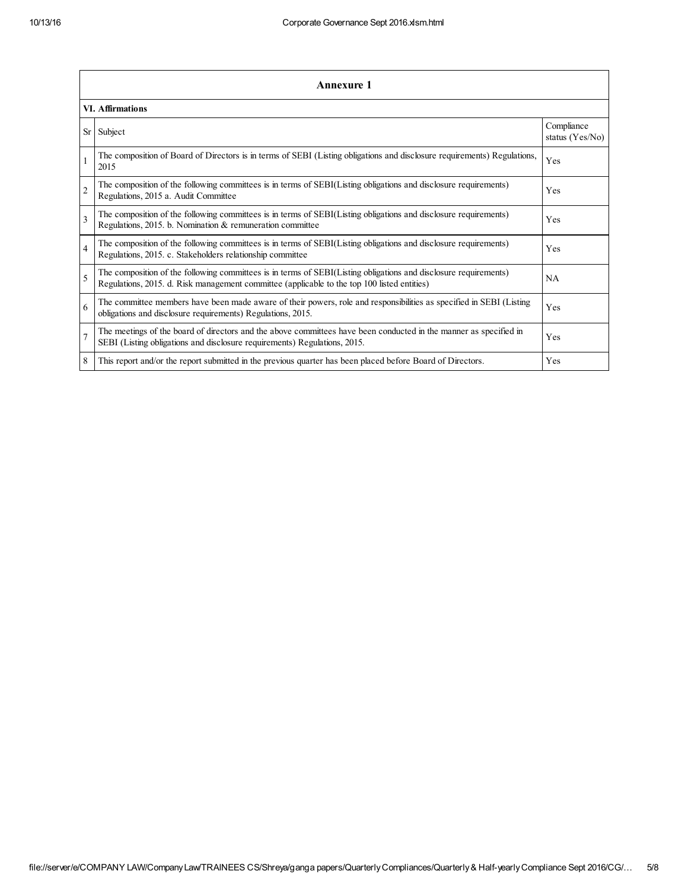## Annexure 1

### VI. Affirmations

| Sr | Subject | Compliance status (Yes/No) |
|---|---|---|
| 1 | The composition of Board of Directors is in terms of SEBI (Listing obligations and disclosure requirements) Regulations, 2015 | Yes |
| 2 | The composition of the following committees is in terms of SEBI(Listing obligations and disclosure requirements) Regulations, 2015 a. Audit Committee | Yes |
| 3 | The composition of the following committees is in terms of SEBI(Listing obligations and disclosure requirements) Regulations, 2015. b. Nomination & remuneration committee | Yes |
| 4 | The composition of the following committees is in terms of SEBI(Listing obligations and disclosure requirements) Regulations, 2015. c. Stakeholders relationship committee | Yes |
| 5 | The composition of the following committees is in terms of SEBI(Listing obligations and disclosure requirements) Regulations, 2015. d. Risk management committee (applicable to the top 100 listed entities) | NA |
| 6 | The committee members have been made aware of their powers, role and responsibilities as specified in SEBI (Listing obligations and disclosure requirements) Regulations, 2015. | Yes |
| 7 | The meetings of the board of directors and the above committees have been conducted in the manner as specified in SEBI (Listing obligations and disclosure requirements) Regulations, 2015. | Yes |
| 8 | This report and/or the report submitted in the previous quarter has been placed before Board of Directors. | Yes |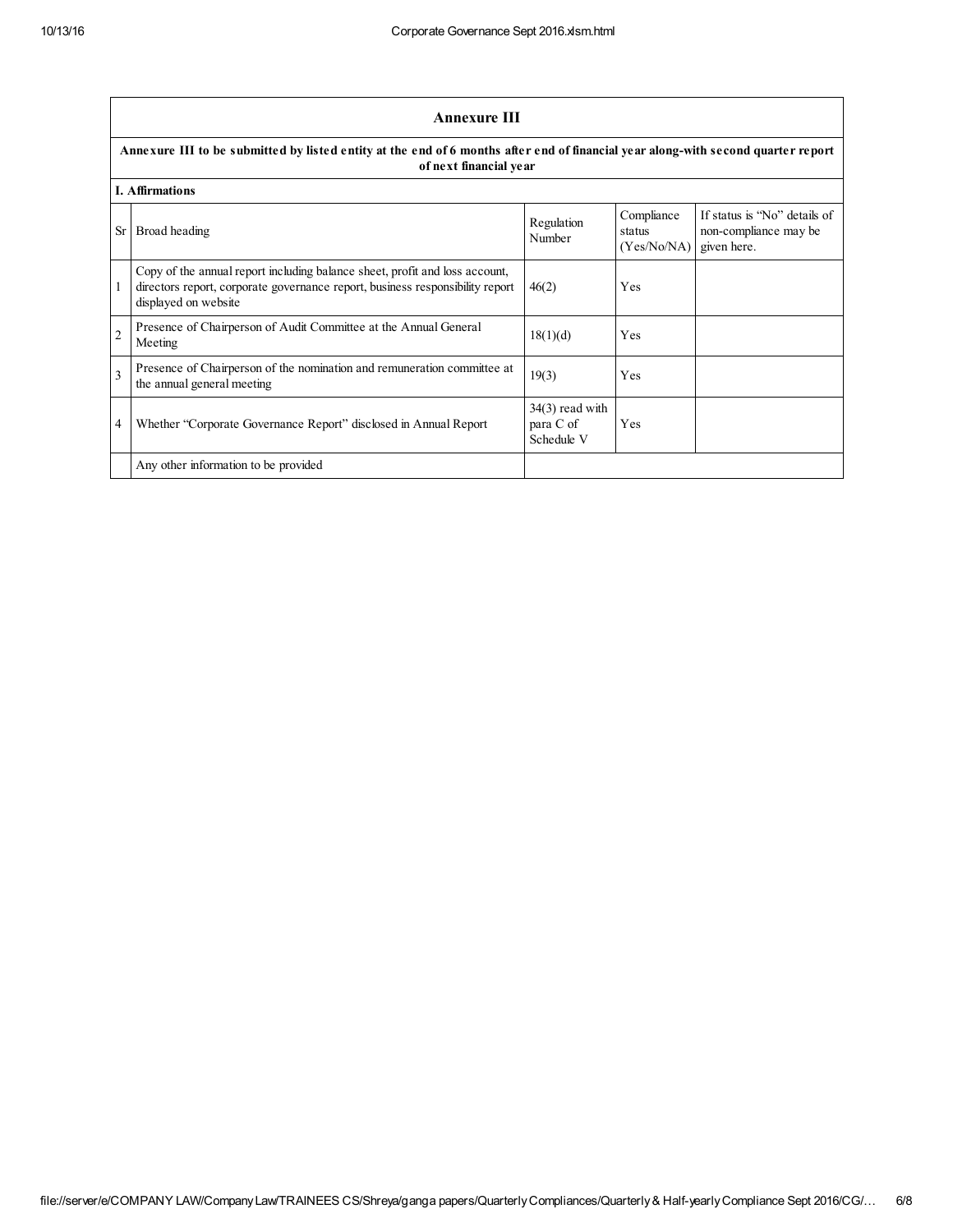## Annexure III

**Annexure III to be submitted by listed entity at the end of 6 months after end of financial year along-with second quarter report of next financial year**

### I. Affirmations

| Sr | Broad heading | Regulation Number | Compliance status (Yes/No/NA) | If status is "No" details of non-compliance may be given here. |
|---|---|---|---|---|
| 1 | Copy of the annual report including balance sheet, profit and loss account, directors report, corporate governance report, business responsibility report displayed on website | 46(2) | Yes | |
| 2 | Presence of Chairperson of Audit Committee at the Annual General Meeting | 18(1)(d) | Yes | |
| 3 | Presence of Chairperson of the nomination and remuneration committee at the annual general meeting | 19(3) | Yes | |
| 4 | Whether "Corporate Governance Report" disclosed in Annual Report | 34(3) read with para C of Schedule V | Yes | |
| | Any other information to be provided | | | |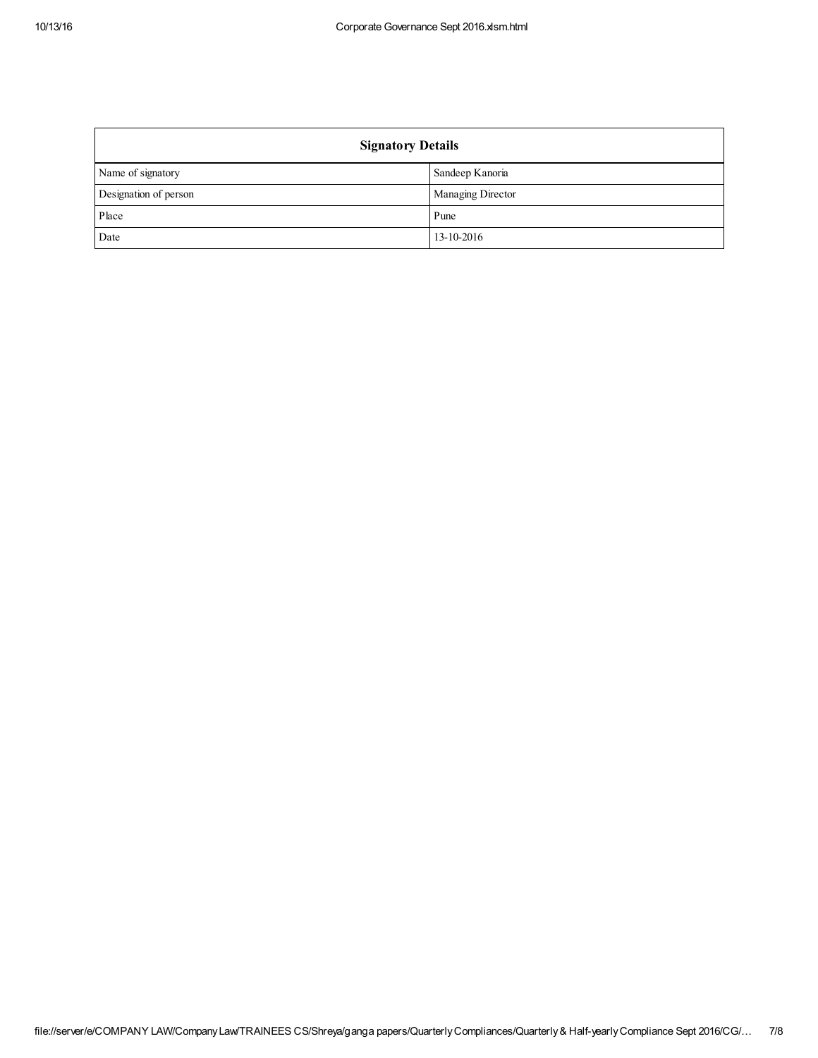| Signatory Details | |
|---|---|
| Name of signatory | Sandeep Kanoria |
| Designation of person | Managing Director |
| Place | Pune |
| Date | 13-10-2016 |